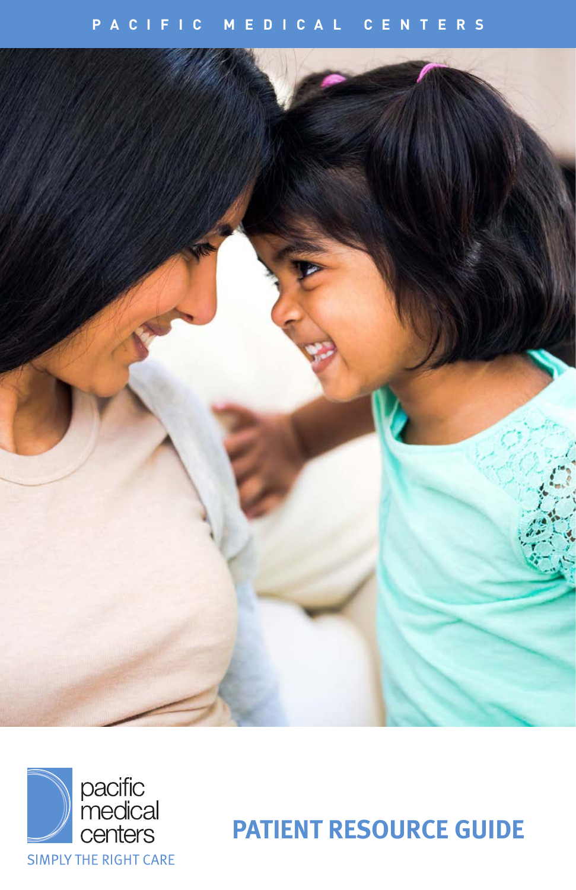PACIFIC MEDICAL CENTERS

pacific medical centers

SIMPLY THE RIGHT CARE

# PATIENT RESOURCE GUIDE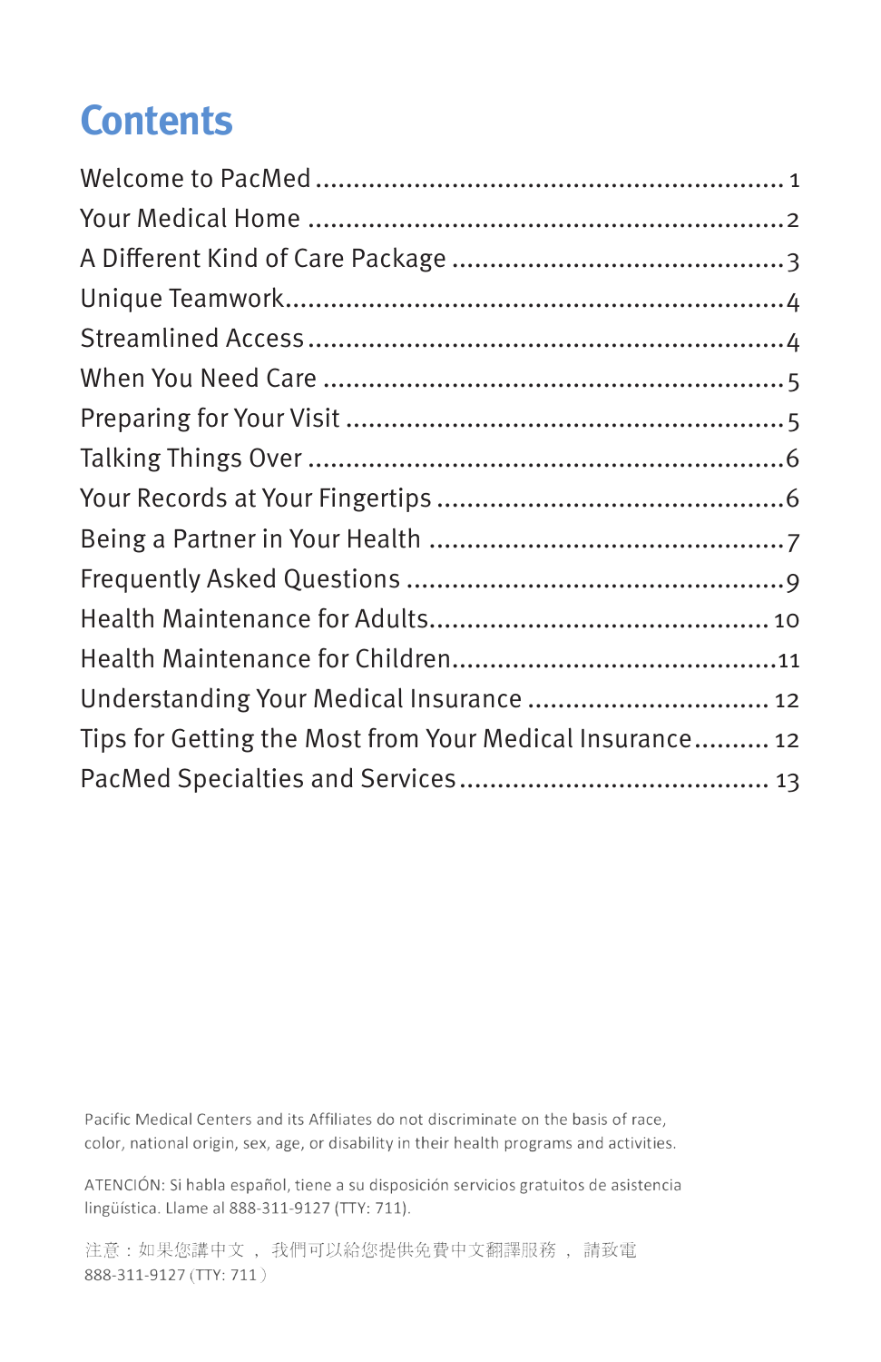# Contents

Welcome to PacMed ............................................................ 1
Your Medical Home ............................................................ 2
A Different Kind of Care Package .......................................... 3
Unique Teamwork ............................................................... 4
Streamlined Access ............................................................. 4
When You Need Care .......................................................... 5
Preparing for Your Visit ....................................................... 5
Talking Things Over ........................................................... 6
Your Records at Your Fingertips ............................................ 6
Being a Partner in Your Health ............................................. 7
Frequently Asked Questions ................................................. 9
Health Maintenance for Adults ............................................ 10
Health Maintenance for Children .......................................... 11
Understanding Your Medical Insurance ................................ 12
Tips for Getting the Most from Your Medical Insurance .......... 12
PacMed Specialties and Services ......................................... 13

Pacific Medical Centers and its Affiliates do not discriminate on the basis of race, color, national origin, sex, age, or disability in their health programs and activities.

ATENCIÓN: Si habla español, tiene a su disposición servicios gratuitos de asistencia lingüística. Llame al 888-311-9127 (TTY: 711).

注意：如果您講中文， 我們可以給您提供免費中文翻譯服務， 請致電 888-311-9127 (TTY: 711）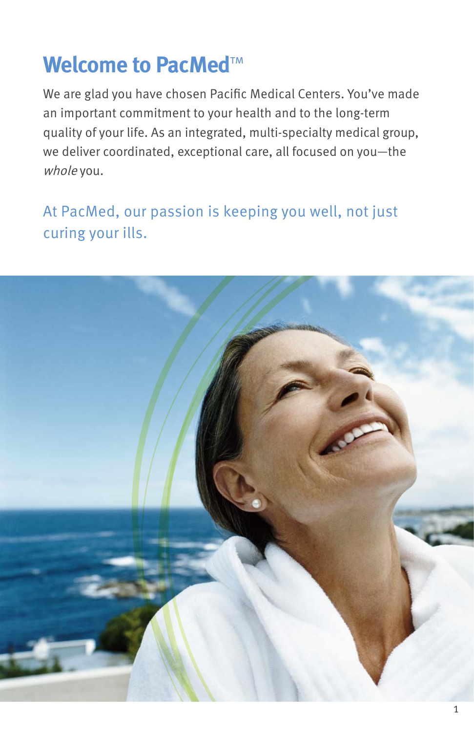# Welcome to PacMed™

We are glad you have chosen Pacific Medical Centers. You've made an important commitment to your health and to the long-term quality of your life. As an integrated, multi-specialty medical group, we deliver coordinated, exceptional care, all focused on you—the *whole* you.

At PacMed, our passion is keeping you well, not just curing your ills.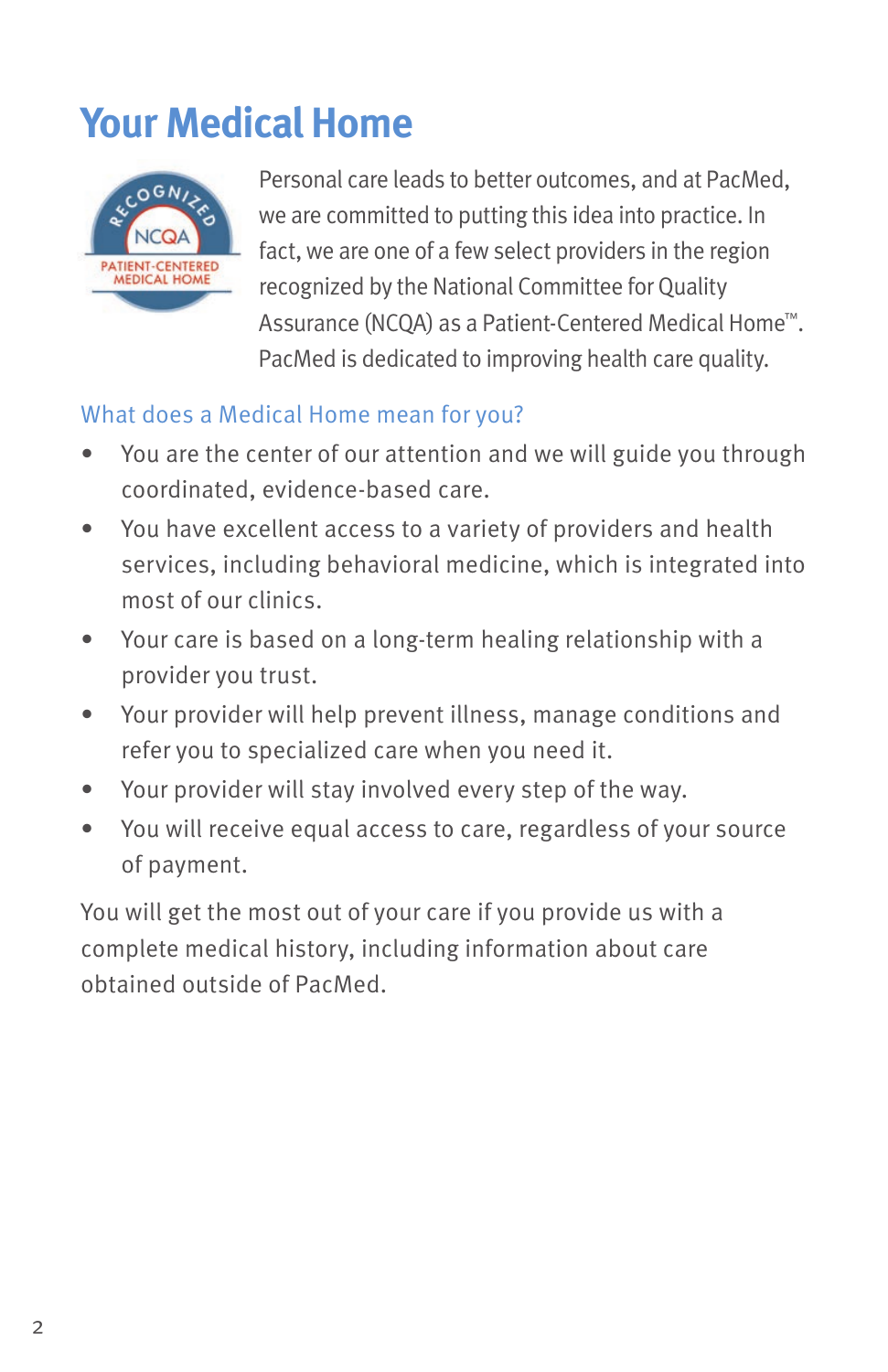# Your Medical Home

Personal care leads to better outcomes, and at PacMed, we are committed to putting this idea into practice. In fact, we are one of a few select providers in the region recognized by the National Committee for Quality Assurance (NCQA) as a Patient-Centered Medical Home™. PacMed is dedicated to improving health care quality.

## What does a Medical Home mean for you?

- You are the center of our attention and we will guide you through coordinated, evidence-based care.
- You have excellent access to a variety of providers and health services, including behavioral medicine, which is integrated into most of our clinics.
- Your care is based on a long-term healing relationship with a provider you trust.
- Your provider will help prevent illness, manage conditions and refer you to specialized care when you need it.
- Your provider will stay involved every step of the way.
- You will receive equal access to care, regardless of your source of payment.

You will get the most out of your care if you provide us with a complete medical history, including information about care obtained outside of PacMed.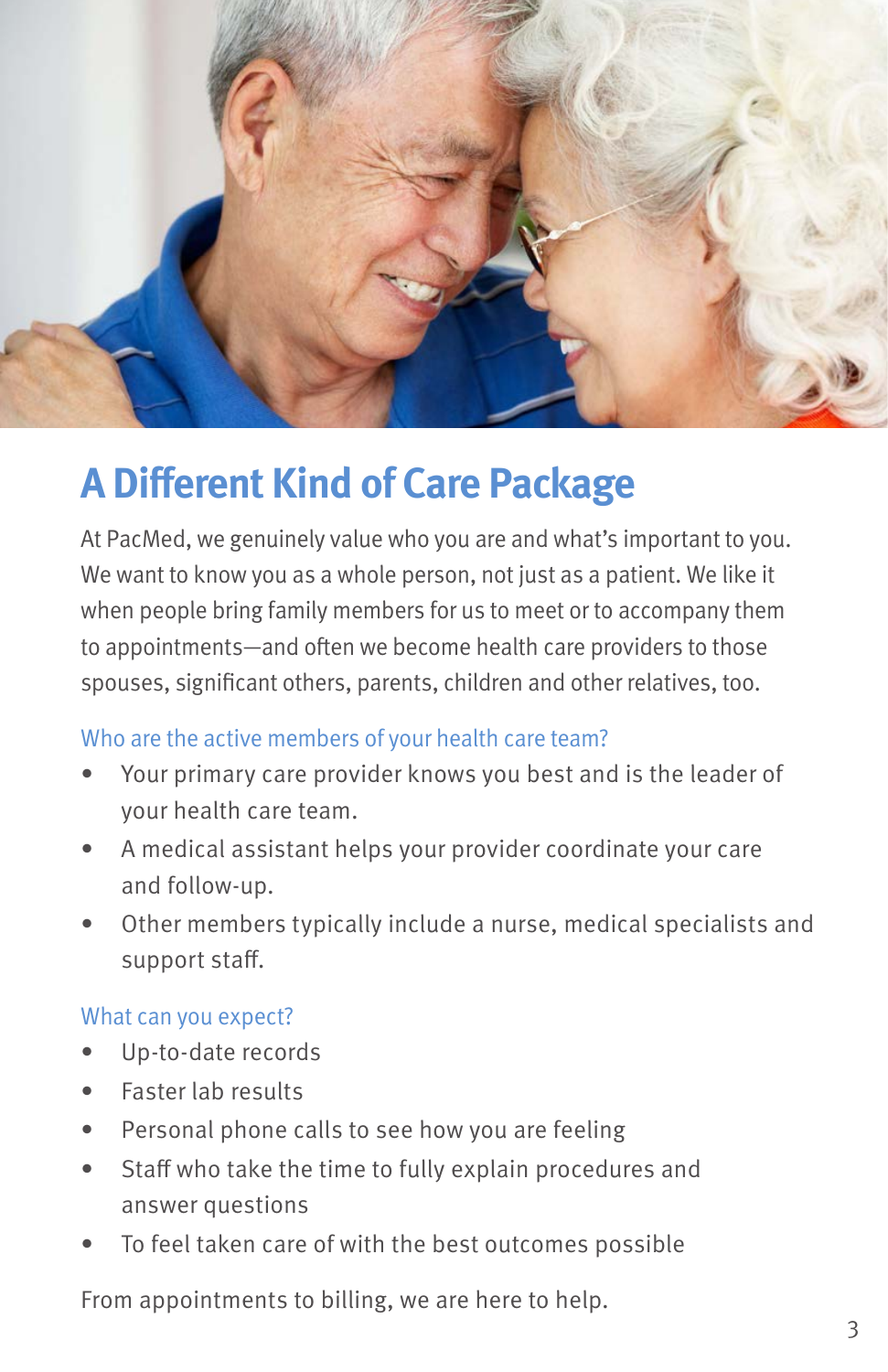# A Different Kind of Care Package

At PacMed, we genuinely value who you are and what's important to you. We want to know you as a whole person, not just as a patient. We like it when people bring family members for us to meet or to accompany them to appointments—and often we become health care providers to those spouses, significant others, parents, children and other relatives, too.

### Who are the active members of your health care team?

- Your primary care provider knows you best and is the leader of your health care team.
- A medical assistant helps your provider coordinate your care and follow-up.
- Other members typically include a nurse, medical specialists and support staff.

### What can you expect?

- Up-to-date records
- Faster lab results
- Personal phone calls to see how you are feeling
- Staff who take the time to fully explain procedures and answer questions
- To feel taken care of with the best outcomes possible

From appointments to billing, we are here to help.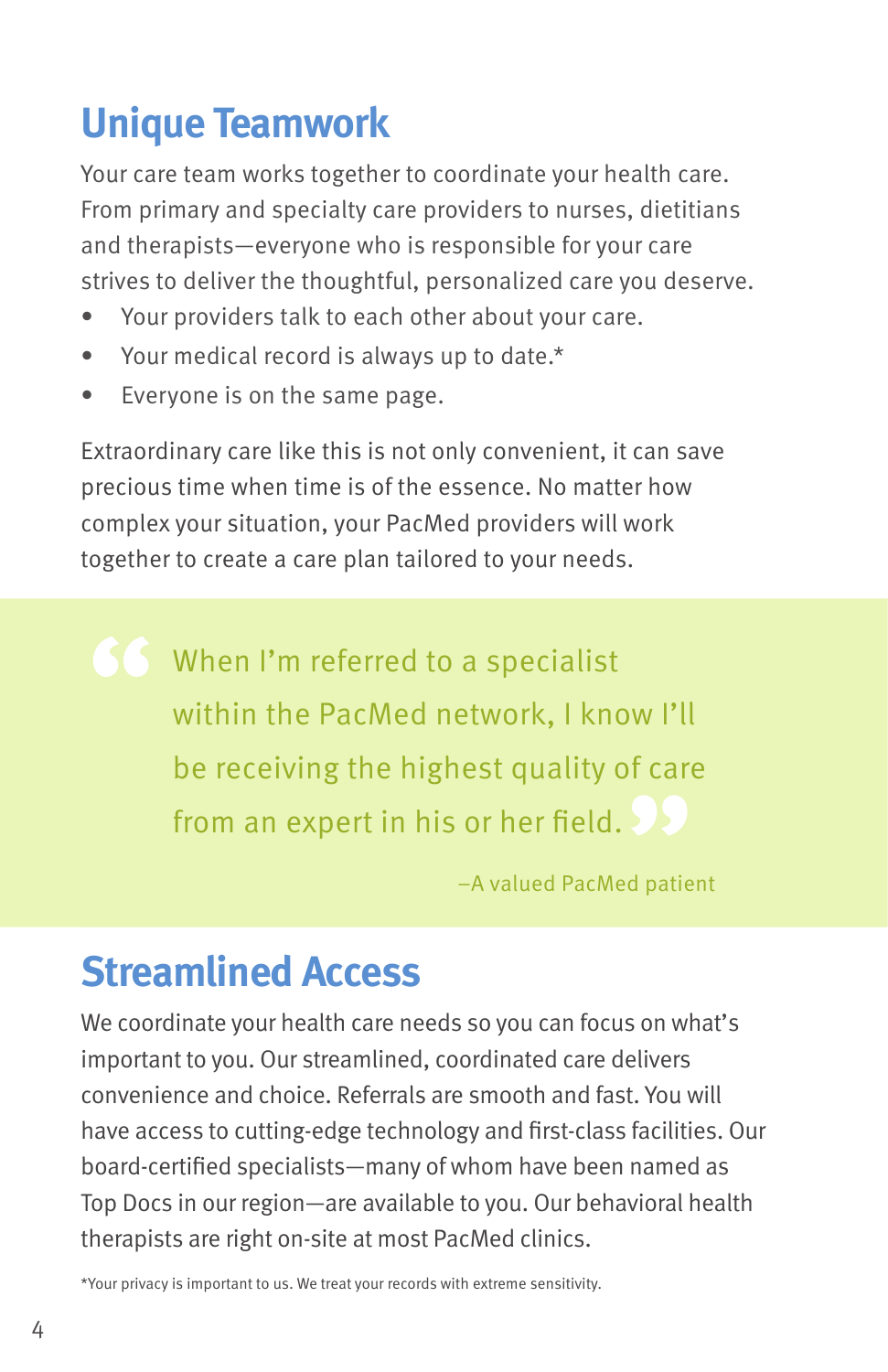## Unique Teamwork

Your care team works together to coordinate your health care. From primary and specialty care providers to nurses, dietitians and therapists—everyone who is responsible for your care strives to deliver the thoughtful, personalized care you deserve.

- Your providers talk to each other about your care.
- Your medical record is always up to date.*
- Everyone is on the same page.

Extraordinary care like this is not only convenient, it can save precious time when time is of the essence. No matter how complex your situation, your PacMed providers will work together to create a care plan tailored to your needs.

> “When I’m referred to a specialist within the PacMed network, I know I’ll be receiving the highest quality of care from an expert in his or her field.”
>
> –A valued PacMed patient

## Streamlined Access

We coordinate your health care needs so you can focus on what’s important to you. Our streamlined, coordinated care delivers convenience and choice. Referrals are smooth and fast. You will have access to cutting-edge technology and first-class facilities. Our board-certified specialists—many of whom have been named as Top Docs in our region—are available to you. Our behavioral health therapists are right on-site at most PacMed clinics.

*Your privacy is important to us. We treat your records with extreme sensitivity.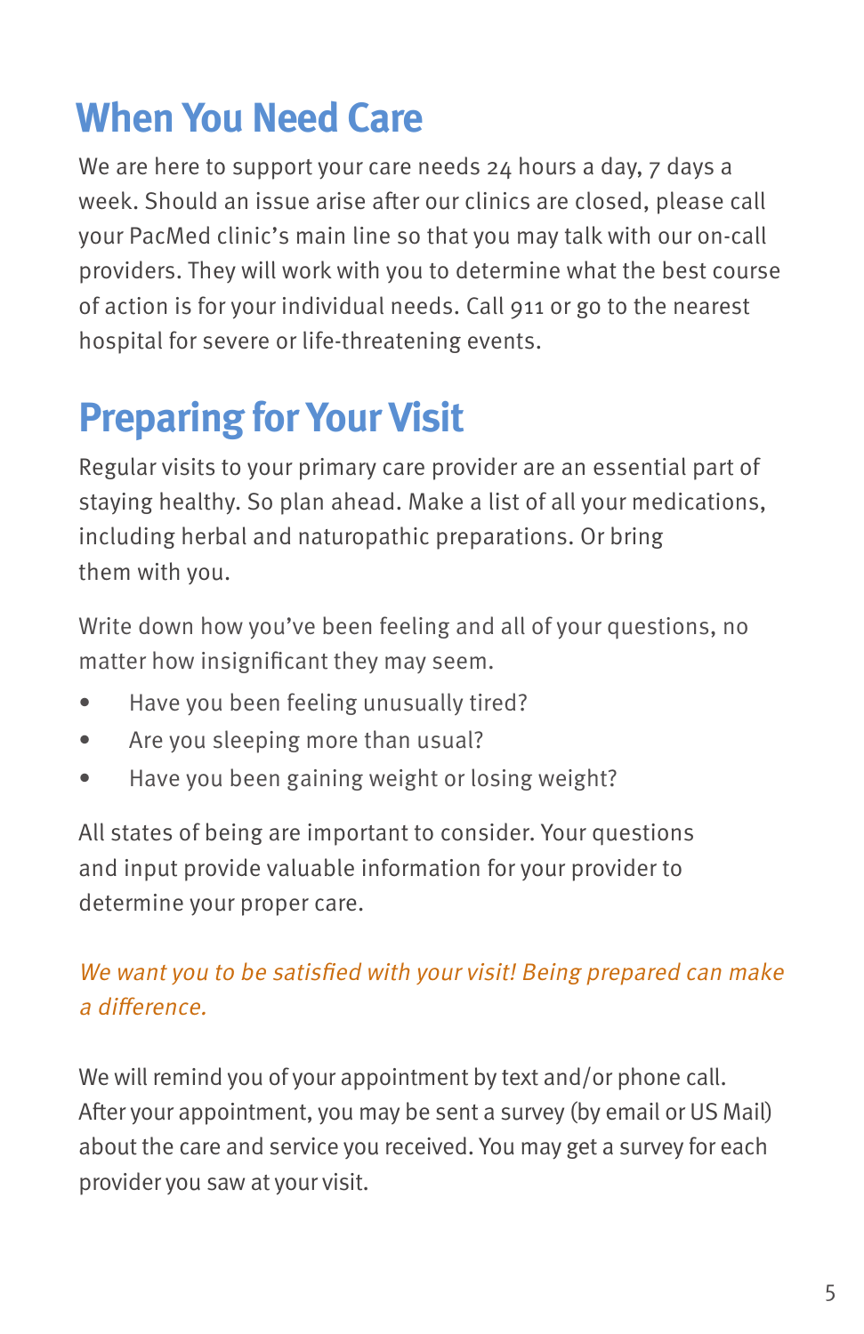## When You Need Care

We are here to support your care needs 24 hours a day, 7 days a week. Should an issue arise after our clinics are closed, please call your PacMed clinic's main line so that you may talk with our on-call providers. They will work with you to determine what the best course of action is for your individual needs. Call 911 or go to the nearest hospital for severe or life-threatening events.

## Preparing for Your Visit

Regular visits to your primary care provider are an essential part of staying healthy. So plan ahead. Make a list of all your medications, including herbal and naturopathic preparations. Or bring them with you.

Write down how you've been feeling and all of your questions, no matter how insignificant they may seem.

- Have you been feeling unusually tired?
- Are you sleeping more than usual?
- Have you been gaining weight or losing weight?

All states of being are important to consider. Your questions and input provide valuable information for your provider to determine your proper care.

*We want you to be satisfied with your visit! Being prepared can make a difference.*

We will remind you of your appointment by text and/or phone call. After your appointment, you may be sent a survey (by email or US Mail) about the care and service you received. You may get a survey for each provider you saw at your visit.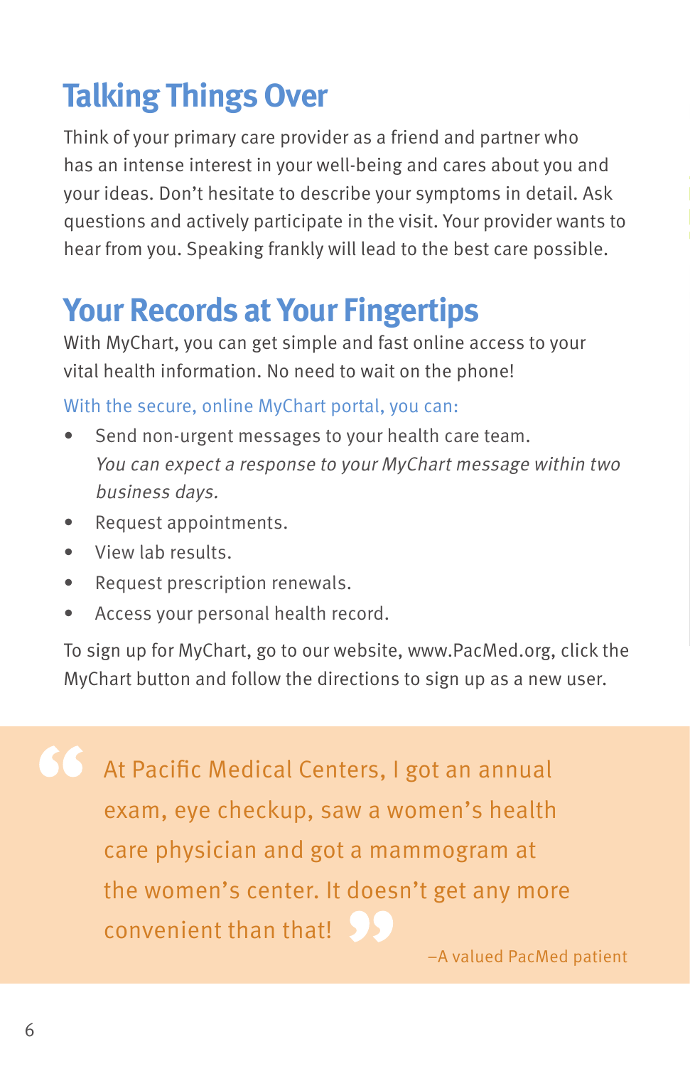## Talking Things Over

Think of your primary care provider as a friend and partner who has an intense interest in your well-being and cares about you and your ideas. Don't hesitate to describe your symptoms in detail. Ask questions and actively participate in the visit. Your provider wants to hear from you. Speaking frankly will lead to the best care possible.

## Your Records at Your Fingertips

With MyChart, you can get simple and fast online access to your vital health information. No need to wait on the phone!

With the secure, online MyChart portal, you can:

- Send non-urgent messages to your health care team.
  *You can expect a response to your MyChart message within two business days.*
- Request appointments.
- View lab results.
- Request prescription renewals.
- Access your personal health record.

To sign up for MyChart, go to our website, www.PacMed.org, click the MyChart button and follow the directions to sign up as a new user.

> "At Pacific Medical Centers, I got an annual exam, eye checkup, saw a women's health care physician and got a mammogram at the women's center. It doesn't get any more convenient than that!"
>
> –A valued PacMed patient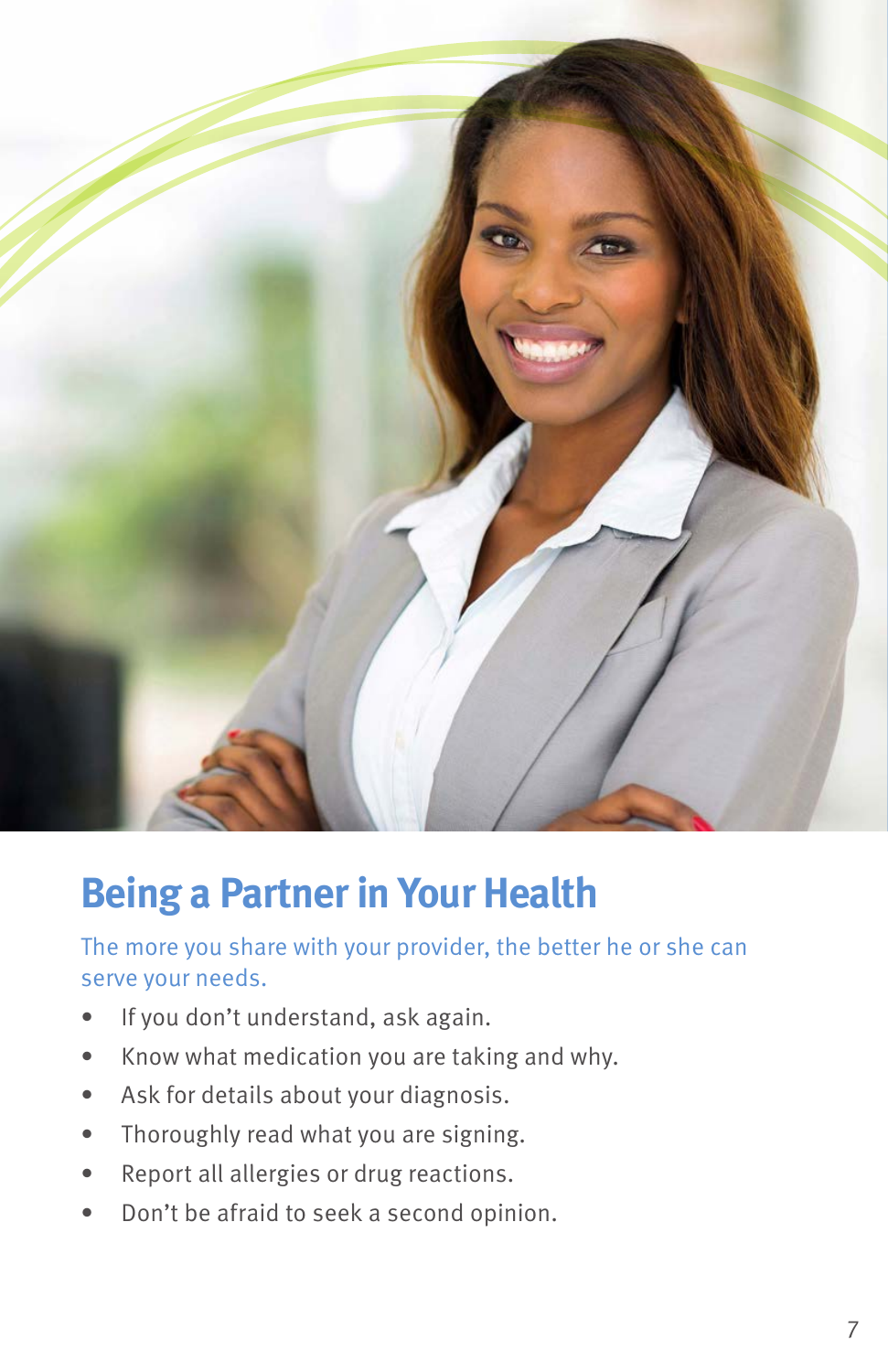## Being a Partner in Your Health

The more you share with your provider, the better he or she can serve your needs.

- If you don't understand, ask again.
- Know what medication you are taking and why.
- Ask for details about your diagnosis.
- Thoroughly read what you are signing.
- Report all allergies or drug reactions.
- Don't be afraid to seek a second opinion.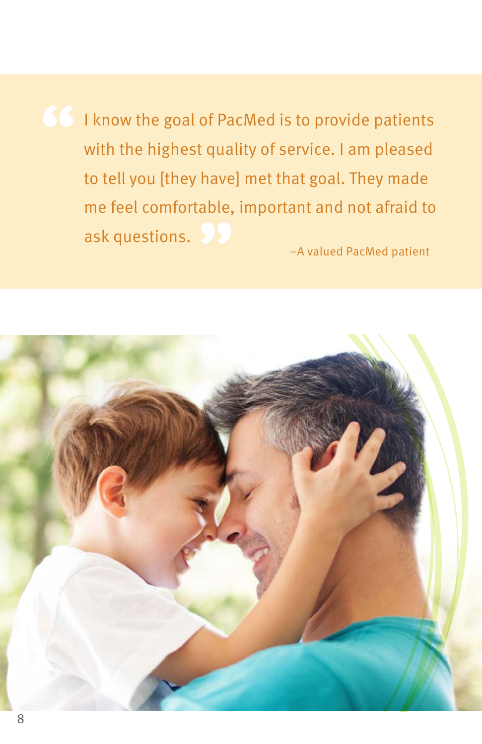> I know the goal of PacMed is to provide patients with the highest quality of service. I am pleased to tell you [they have] met that goal. They made me feel comfortable, important and not afraid to ask questions.
>
> –A valued PacMed patient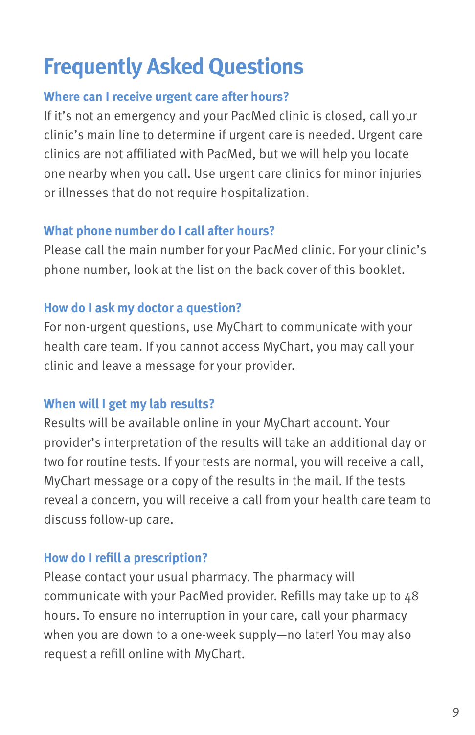# Frequently Asked Questions

## Where can I receive urgent care after hours?

If it's not an emergency and your PacMed clinic is closed, call your clinic's main line to determine if urgent care is needed. Urgent care clinics are not affiliated with PacMed, but we will help you locate one nearby when you call. Use urgent care clinics for minor injuries or illnesses that do not require hospitalization.

## What phone number do I call after hours?

Please call the main number for your PacMed clinic. For your clinic's phone number, look at the list on the back cover of this booklet.

## How do I ask my doctor a question?

For non-urgent questions, use MyChart to communicate with your health care team. If you cannot access MyChart, you may call your clinic and leave a message for your provider.

## When will I get my lab results?

Results will be available online in your MyChart account. Your provider's interpretation of the results will take an additional day or two for routine tests. If your tests are normal, you will receive a call, MyChart message or a copy of the results in the mail. If the tests reveal a concern, you will receive a call from your health care team to discuss follow-up care.

## How do I refill a prescription?

Please contact your usual pharmacy. The pharmacy will communicate with your PacMed provider. Refills may take up to 48 hours. To ensure no interruption in your care, call your pharmacy when you are down to a one-week supply—no later! You may also request a refill online with MyChart.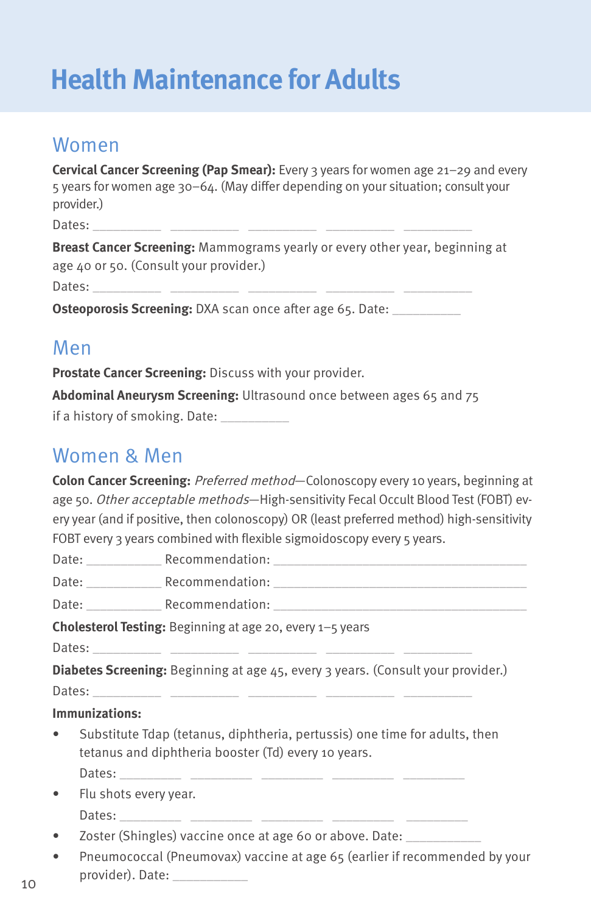# Health Maintenance for Adults

## Women

**Cervical Cancer Screening (Pap Smear):** Every 3 years for women age 21–29 and every 5 years for women age 30–64. (May differ depending on your situation; consult your provider.)

Dates: __________ __________ __________ __________ __________

**Breast Cancer Screening:** Mammograms yearly or every other year, beginning at age 40 or 50. (Consult your provider.)

Dates: __________ __________ __________ __________ __________

**Osteoporosis Screening:** DXA scan once after age 65. Date: __________

## Men

**Prostate Cancer Screening:** Discuss with your provider.

**Abdominal Aneurysm Screening:** Ultrasound once between ages 65 and 75 if a history of smoking. Date: __________

## Women & Men

**Colon Cancer Screening:** *Preferred method*—Colonoscopy every 10 years, beginning at age 50. *Other acceptable methods*—High-sensitivity Fecal Occult Blood Test (FOBT) every year (and if positive, then colonoscopy) OR (least preferred method) high-sensitivity FOBT every 3 years combined with flexible sigmoidoscopy every 5 years.

Date: __________ Recommendation: ____________________________________

Date: __________ Recommendation: ____________________________________

Date: __________ Recommendation: ____________________________________

**Cholesterol Testing:** Beginning at age 20, every 1–5 years

Dates: __________ __________ __________ __________ __________

**Diabetes Screening:** Beginning at age 45, every 3 years. (Consult your provider.)

Dates: __________ __________ __________ __________ __________

**Immunizations:**

- Substitute Tdap (tetanus, diphtheria, pertussis) one time for adults, then tetanus and diphtheria booster (Td) every 10 years.
  Dates: __________ __________ __________ __________ __________
- Flu shots every year.
  Dates: __________ __________ __________ __________ __________
- Zoster (Shingles) vaccine once at age 60 or above. Date: __________
- Pneumococcal (Pneumovax) vaccine at age 65 (earlier if recommended by your provider). Date: __________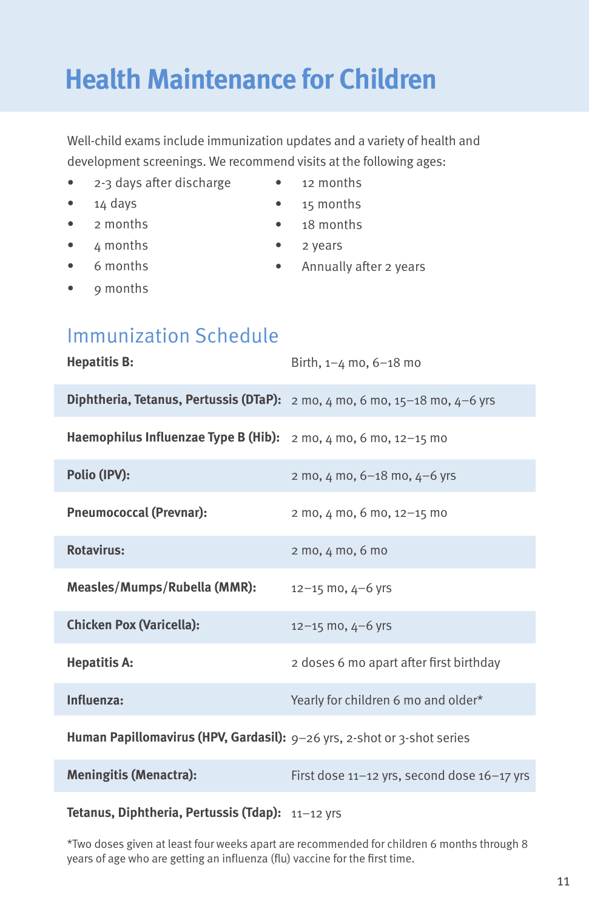# Health Maintenance for Children

Well-child exams include immunization updates and a variety of health and development screenings. We recommend visits at the following ages:

- 2-3 days after discharge
- 14 days
- 2 months
- 4 months
- 6 months
- 9 months
- 12 months
- 15 months
- 18 months
- 2 years
- Annually after 2 years

## Immunization Schedule

| | |
|---|---|
| **Hepatitis B:** | Birth, 1–4 mo, 6–18 mo |
| **Diphtheria, Tetanus, Pertussis (DTaP):** | 2 mo, 4 mo, 6 mo, 15–18 mo, 4–6 yrs |
| **Haemophilus Influenzae Type B (Hib):** | 2 mo, 4 mo, 6 mo, 12–15 mo |
| **Polio (IPV):** | 2 mo, 4 mo, 6–18 mo, 4–6 yrs |
| **Pneumococcal (Prevnar):** | 2 mo, 4 mo, 6 mo, 12–15 mo |
| **Rotavirus:** | 2 mo, 4 mo, 6 mo |
| **Measles/Mumps/Rubella (MMR):** | 12–15 mo, 4–6 yrs |
| **Chicken Pox (Varicella):** | 12–15 mo, 4–6 yrs |
| **Hepatitis A:** | 2 doses 6 mo apart after first birthday |
| **Influenza:** | Yearly for children 6 mo and older* |
| **Human Papillomavirus (HPV, Gardasil):** | 9–26 yrs, 2-shot or 3-shot series |
| **Meningitis (Menactra):** | First dose 11–12 yrs, second dose 16–17 yrs |
| **Tetanus, Diphtheria, Pertussis (Tdap):** | 11–12 yrs |

*Two doses given at least four weeks apart are recommended for children 6 months through 8 years of age who are getting an influenza (flu) vaccine for the first time.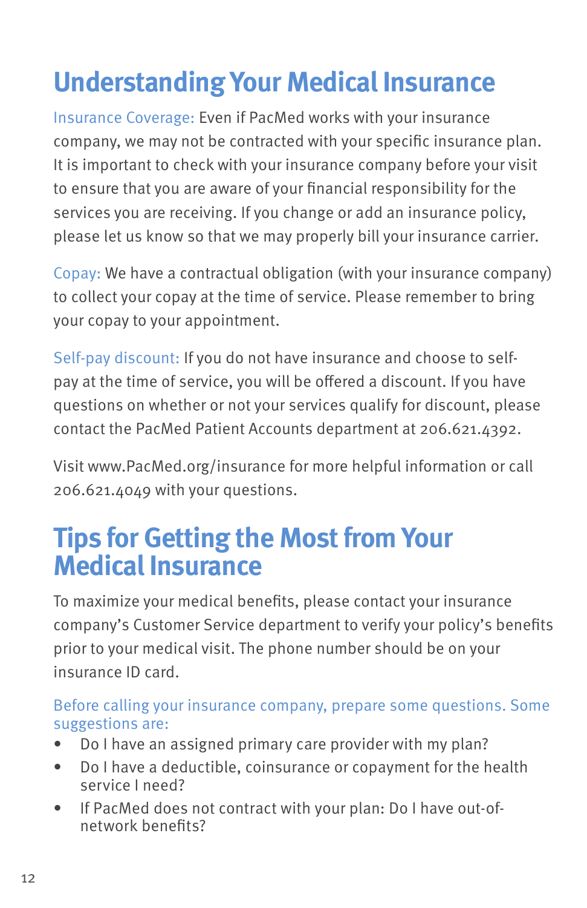# Understanding Your Medical Insurance

Insurance Coverage: Even if PacMed works with your insurance company, we may not be contracted with your specific insurance plan. It is important to check with your insurance company before your visit to ensure that you are aware of your financial responsibility for the services you are receiving. If you change or add an insurance policy, please let us know so that we may properly bill your insurance carrier.

Copay: We have a contractual obligation (with your insurance company) to collect your copay at the time of service. Please remember to bring your copay to your appointment.

Self-pay discount: If you do not have insurance and choose to self-pay at the time of service, you will be offered a discount. If you have questions on whether or not your services qualify for discount, please contact the PacMed Patient Accounts department at 206.621.4392.

Visit www.PacMed.org/insurance for more helpful information or call 206.621.4049 with your questions.

# Tips for Getting the Most from Your Medical Insurance

To maximize your medical benefits, please contact your insurance company's Customer Service department to verify your policy's benefits prior to your medical visit. The phone number should be on your insurance ID card.

Before calling your insurance company, prepare some questions. Some suggestions are:

- Do I have an assigned primary care provider with my plan?
- Do I have a deductible, coinsurance or copayment for the health service I need?
- If PacMed does not contract with your plan: Do I have out-of-network benefits?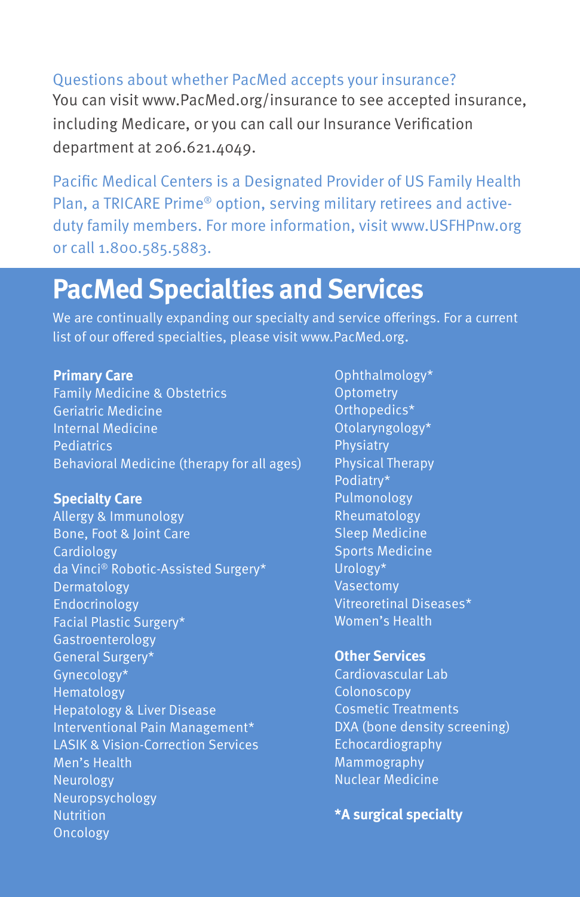Questions about whether PacMed accepts your insurance?
You can visit www.PacMed.org/insurance to see accepted insurance, including Medicare, or you can call our Insurance Verification department at 206.621.4049.

Pacific Medical Centers is a Designated Provider of US Family Health Plan, a TRICARE Prime® option, serving military retirees and active-duty family members. For more information, visit www.USFHPnw.org or call 1.800.585.5883.

# PacMed Specialties and Services

We are continually expanding our specialty and service offerings. For a current list of our offered specialties, please visit www.PacMed.org.

**Primary Care**

Family Medicine & Obstetrics
Geriatric Medicine
Internal Medicine
Pediatrics
Behavioral Medicine (therapy for all ages)

**Specialty Care**

Allergy & Immunology
Bone, Foot & Joint Care
Cardiology
da Vinci® Robotic-Assisted Surgery*
Dermatology
Endocrinology
Facial Plastic Surgery*
Gastroenterology
General Surgery*
Gynecology*
Hematology
Hepatology & Liver Disease
Interventional Pain Management*
LASIK & Vision-Correction Services
Men's Health
Neurology
Neuropsychology
Nutrition
Oncology
Ophthalmology*
Optometry
Orthopedics*
Otolaryngology*
Physiatry
Physical Therapy
Podiatry*
Pulmonology
Rheumatology
Sleep Medicine
Sports Medicine
Urology*
Vasectomy
Vitreoretinal Diseases*
Women's Health

**Other Services**

Cardiovascular Lab
Colonoscopy
Cosmetic Treatments
DXA (bone density screening)
Echocardiography
Mammography
Nuclear Medicine

***A surgical specialty**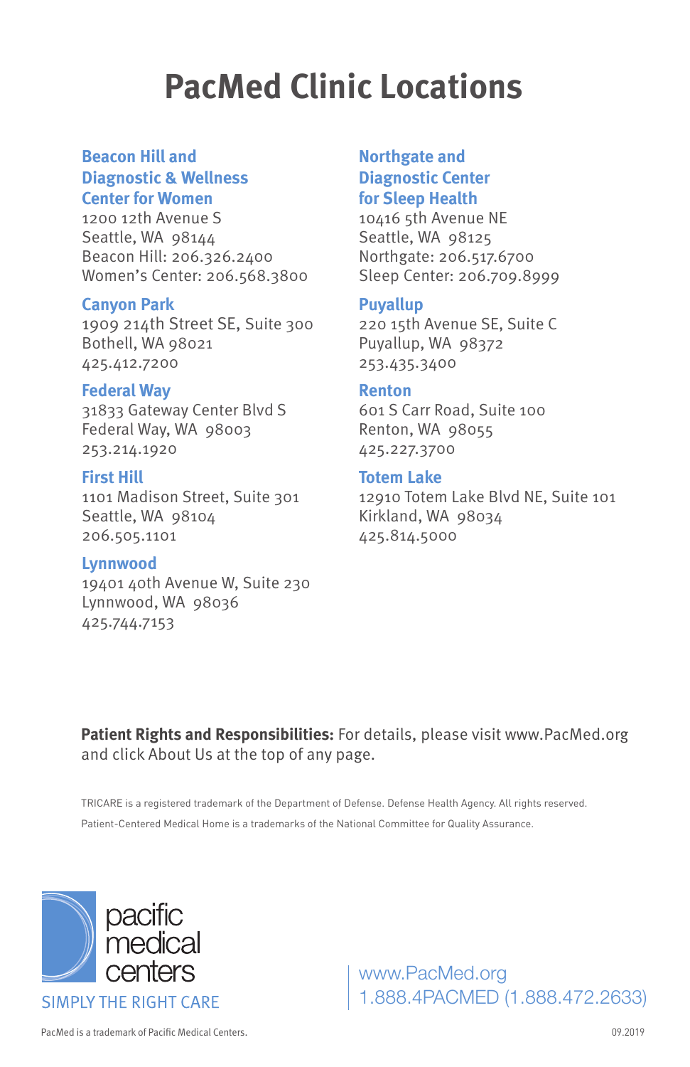# PacMed Clinic Locations

**Beacon Hill and Diagnostic & Wellness Center for Women**
1200 12th Avenue S
Seattle, WA 98144
Beacon Hill: 206.326.2400
Women's Center: 206.568.3800

**Canyon Park**
1909 214th Street SE, Suite 300
Bothell, WA 98021
425.412.7200

**Federal Way**
31833 Gateway Center Blvd S
Federal Way, WA 98003
253.214.1920

**First Hill**
1101 Madison Street, Suite 301
Seattle, WA 98104
206.505.1101

**Lynnwood**
19401 40th Avenue W, Suite 230
Lynnwood, WA 98036
425.744.7153

**Northgate and Diagnostic Center for Sleep Health**
10416 5th Avenue NE
Seattle, WA 98125
Northgate: 206.517.6700
Sleep Center: 206.709.8999

**Puyallup**
220 15th Avenue SE, Suite C
Puyallup, WA 98372
253.435.3400

**Renton**
601 S Carr Road, Suite 100
Renton, WA 98055
425.227.3700

**Totem Lake**
12910 Totem Lake Blvd NE, Suite 101
Kirkland, WA 98034
425.814.5000

**Patient Rights and Responsibilities:** For details, please visit www.PacMed.org and click About Us at the top of any page.

TRICARE is a registered trademark of the Department of Defense. Defense Health Agency. All rights reserved.

Patient-Centered Medical Home is a trademarks of the National Committee for Quality Assurance.

pacific medical centers

SIMPLY THE RIGHT CARE

www.PacMed.org
1.888.4PACMED (1.888.472.2633)

PacMed is a trademark of Pacific Medical Centers.

09.2019